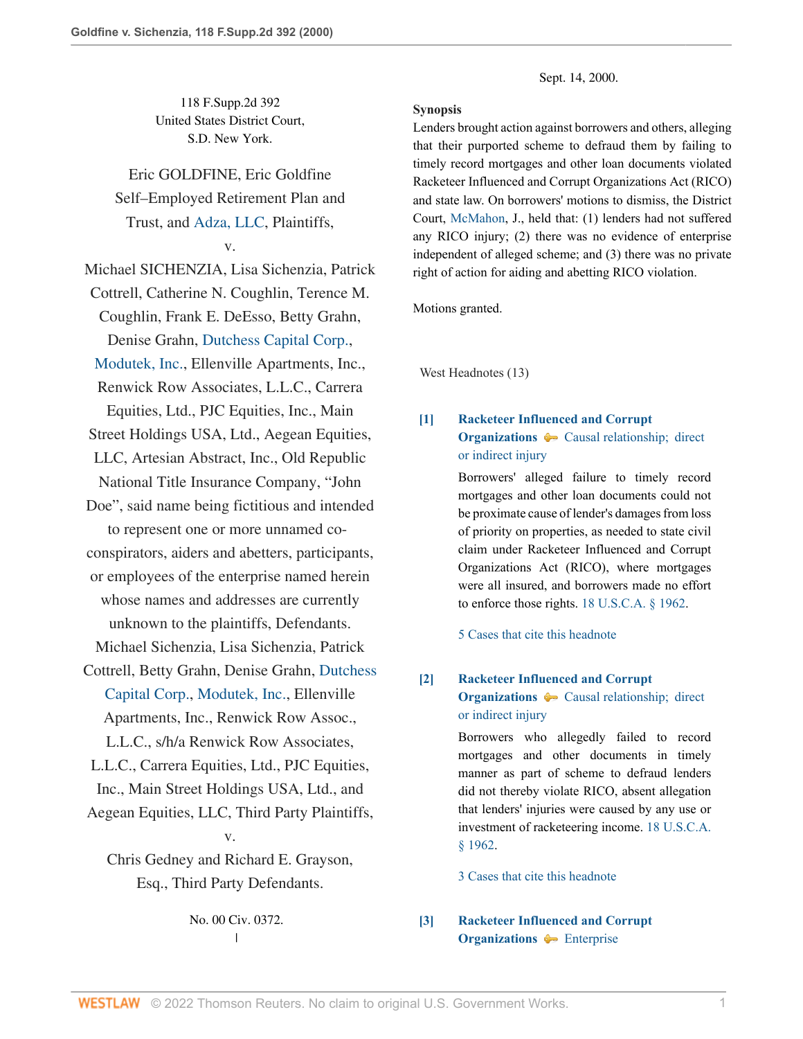118 F.Supp.2d 392
United States District Court,
S.D. New York.

Eric GOLDFINE, Eric Goldfine Self–Employed Retirement Plan and Trust, and Adza, LLC, Plaintiffs,

v.

Michael SICHENZIA, Lisa Sichenzia, Patrick Cottrell, Catherine N. Coughlin, Terence M. Coughlin, Frank E. DeEsso, Betty Grahn, Denise Grahn, Dutchess Capital Corp., Modutek, Inc., Ellenville Apartments, Inc., Renwick Row Associates, L.L.C., Carrera Equities, Ltd., PJC Equities, Inc., Main Street Holdings USA, Ltd., Aegean Equities, LLC, Artesian Abstract, Inc., Old Republic National Title Insurance Company, "John Doe", said name being fictitious and intended to represent one or more unnamed co-conspirators, aiders and abetters, participants, or employees of the enterprise named herein whose names and addresses are currently unknown to the plaintiffs, Defendants.
Michael Sichenzia, Lisa Sichenzia, Patrick Cottrell, Betty Grahn, Denise Grahn, Dutchess Capital Corp., Modutek, Inc., Ellenville Apartments, Inc., Renwick Row Assoc., L.L.C., s/h/a Renwick Row Associates, L.L.C., Carrera Equities, Ltd., PJC Equities, Inc., Main Street Holdings USA, Ltd., and Aegean Equities, LLC, Third Party Plaintiffs,

v.

Chris Gedney and Richard E. Grayson, Esq., Third Party Defendants.

No. 00 Civ. 0372.
|
Sept. 14, 2000.

**Synopsis**

Lenders brought action against borrowers and others, alleging that their purported scheme to defraud them by failing to timely record mortgages and other loan documents violated Racketeer Influenced and Corrupt Organizations Act (RICO) and state law. On borrowers' motions to dismiss, the District Court, McMahon, J., held that: (1) lenders had not suffered any RICO injury; (2) there was no evidence of enterprise independent of alleged scheme; and (3) there was no private right of action for aiding and abetting RICO violation.

Motions granted.

West Headnotes (13)

**[1] Racketeer Influenced and Corrupt Organizations** — Causal relationship; direct or indirect injury

Borrowers' alleged failure to timely record mortgages and other loan documents could not be proximate cause of lender's damages from loss of priority on properties, as needed to state civil claim under Racketeer Influenced and Corrupt Organizations Act (RICO), where mortgages were all insured, and borrowers made no effort to enforce those rights. 18 U.S.C.A. § 1962.

5 Cases that cite this headnote

**[2] Racketeer Influenced and Corrupt Organizations** — Causal relationship; direct or indirect injury

Borrowers who allegedly failed to record mortgages and other documents in timely manner as part of scheme to defraud lenders did not thereby violate RICO, absent allegation that lenders' injuries were caused by any use or investment of racketeering income. 18 U.S.C.A. § 1962.

3 Cases that cite this headnote

**[3] Racketeer Influenced and Corrupt Organizations** — Enterprise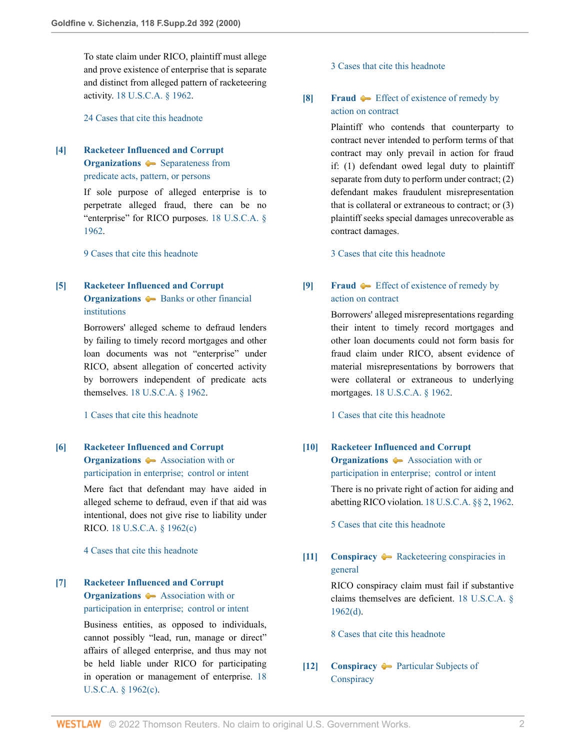To state claim under RICO, plaintiff must allege and prove existence of enterprise that is separate and distinct from alleged pattern of racketeering activity. 18 U.S.C.A. § 1962.

24 Cases that cite this headnote

**[4] Racketeer Influenced and Corrupt Organizations** Separateness from predicate acts, pattern, or persons

If sole purpose of alleged enterprise is to perpetrate alleged fraud, there can be no "enterprise" for RICO purposes. 18 U.S.C.A. § 1962.

9 Cases that cite this headnote

**[5] Racketeer Influenced and Corrupt Organizations** Banks or other financial institutions

Borrowers' alleged scheme to defraud lenders by failing to timely record mortgages and other loan documents was not "enterprise" under RICO, absent allegation of concerted activity by borrowers independent of predicate acts themselves. 18 U.S.C.A. § 1962.

1 Cases that cite this headnote

**[6] Racketeer Influenced and Corrupt Organizations** Association with or participation in enterprise; control or intent

Mere fact that defendant may have aided in alleged scheme to defraud, even if that aid was intentional, does not give rise to liability under RICO. 18 U.S.C.A. § 1962(c)

4 Cases that cite this headnote

**[7] Racketeer Influenced and Corrupt Organizations** Association with or participation in enterprise; control or intent

Business entities, as opposed to individuals, cannot possibly "lead, run, manage or direct" affairs of alleged enterprise, and thus may not be held liable under RICO for participating in operation or management of enterprise. 18 U.S.C.A. § 1962(c).

3 Cases that cite this headnote

**[8] Fraud** Effect of existence of remedy by action on contract

Plaintiff who contends that counterparty to contract never intended to perform terms of that contract may only prevail in action for fraud if: (1) defendant owed legal duty to plaintiff separate from duty to perform under contract; (2) defendant makes fraudulent misrepresentation that is collateral or extraneous to contract; or (3) plaintiff seeks special damages unrecoverable as contract damages.

3 Cases that cite this headnote

**[9] Fraud** Effect of existence of remedy by action on contract

Borrowers' alleged misrepresentations regarding their intent to timely record mortgages and other loan documents could not form basis for fraud claim under RICO, absent evidence of material misrepresentations by borrowers that were collateral or extraneous to underlying mortgages. 18 U.S.C.A. § 1962.

1 Cases that cite this headnote

**[10] Racketeer Influenced and Corrupt Organizations** Association with or participation in enterprise; control or intent

There is no private right of action for aiding and abetting RICO violation. 18 U.S.C.A. §§ 2, 1962.

5 Cases that cite this headnote

**[11] Conspiracy** Racketeering conspiracies in general

RICO conspiracy claim must fail if substantive claims themselves are deficient. 18 U.S.C.A. § 1962(d).

8 Cases that cite this headnote

**[12] Conspiracy** Particular Subjects of Conspiracy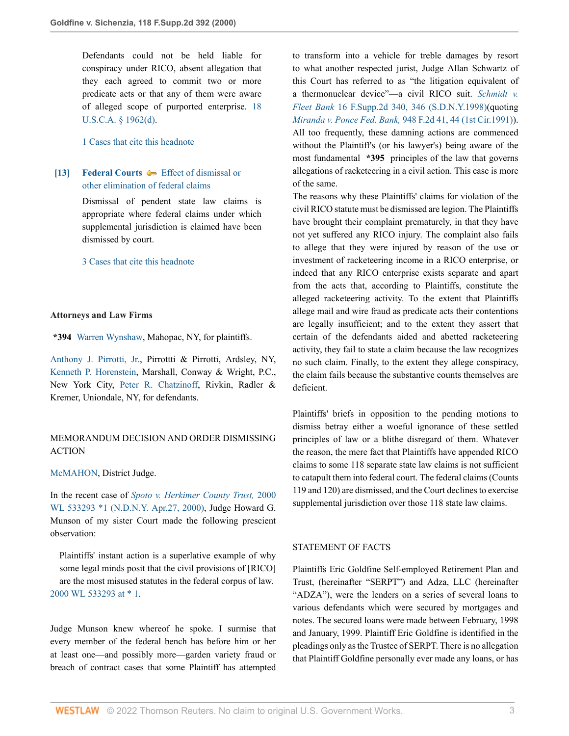Defendants could not be held liable for conspiracy under RICO, absent allegation that they each agreed to commit two or more predicate acts or that any of them were aware of alleged scope of purported enterprise. 18 U.S.C.A. § 1962(d).

1 Cases that cite this headnote

**[13]** **Federal Courts** Effect of dismissal or other elimination of federal claims

Dismissal of pendent state law claims is appropriate where federal claims under which supplemental jurisdiction is claimed have been dismissed by court.

3 Cases that cite this headnote

### Attorneys and Law Firms

**\*394** Warren Wynshaw, Mahopac, NY, for plaintiffs.

Anthony J. Pirrotti, Jr., Pirrottti & Pirrotti, Ardsley, NY, Kenneth P. Horenstein, Marshall, Conway & Wright, P.C., New York City, Peter R. Chatzinoff, Rivkin, Radler & Kremer, Uniondale, NY, for defendants.

### MEMORANDUM DECISION AND ORDER DISMISSING ACTION

McMAHON, District Judge.

In the recent case of *Spoto v. Herkimer County Trust,* 2000 WL 533293 \*1 (N.D.N.Y. Apr.27, 2000), Judge Howard G. Munson of my sister Court made the following prescient observation:

> Plaintiffs' instant action is a superlative example of why some legal minds posit that the civil provisions of [RICO] are the most misused statutes in the federal corpus of law. 2000 WL 533293 at \* 1.

Judge Munson knew whereof he spoke. I surmise that every member of the federal bench has before him or her at least one—and possibly more—garden variety fraud or breach of contract cases that some Plaintiff has attempted to transform into a vehicle for treble damages by resort to what another respected jurist, Judge Allan Schwartz of this Court has referred to as "the litigation equivalent of a thermonuclear device"—a civil RICO suit. *Schmidt v. Fleet Bank* 16 F.Supp.2d 340, 346 (S.D.N.Y.1998)(quoting *Miranda v. Ponce Fed. Bank,* 948 F.2d 41, 44 (1st Cir.1991)). All too frequently, these damning actions are commenced without the Plaintiff's (or his lawyer's) being aware of the most fundamental **\*395** principles of the law that governs allegations of racketeering in a civil action. This case is more of the same.

The reasons why these Plaintiffs' claims for violation of the civil RICO statute must be dismissed are legion. The Plaintiffs have brought their complaint prematurely, in that they have not yet suffered any RICO injury. The complaint also fails to allege that they were injured by reason of the use or investment of racketeering income in a RICO enterprise, or indeed that any RICO enterprise exists separate and apart from the acts that, according to Plaintiffs, constitute the alleged racketeering activity. To the extent that Plaintiffs allege mail and wire fraud as predicate acts their contentions are legally insufficient; and to the extent they assert that certain of the defendants aided and abetted racketeering activity, they fail to state a claim because the law recognizes no such claim. Finally, to the extent they allege conspiracy, the claim fails because the substantive counts themselves are deficient.

Plaintiffs' briefs in opposition to the pending motions to dismiss betray either a woeful ignorance of these settled principles of law or a blithe disregard of them. Whatever the reason, the mere fact that Plaintiffs have appended RICO claims to some 118 separate state law claims is not sufficient to catapult them into federal court. The federal claims (Counts 119 and 120) are dismissed, and the Court declines to exercise supplemental jurisdiction over those 118 state law claims.

### STATEMENT OF FACTS

Plaintiffs Eric Goldfine Self-employed Retirement Plan and Trust, (hereinafter "SERPT") and Adza, LLC (hereinafter "ADZA"), were the lenders on a series of several loans to various defendants which were secured by mortgages and notes. The secured loans were made between February, 1998 and January, 1999. Plaintiff Eric Goldfine is identified in the pleadings only as the Trustee of SERPT. There is no allegation that Plaintiff Goldfine personally ever made any loans, or has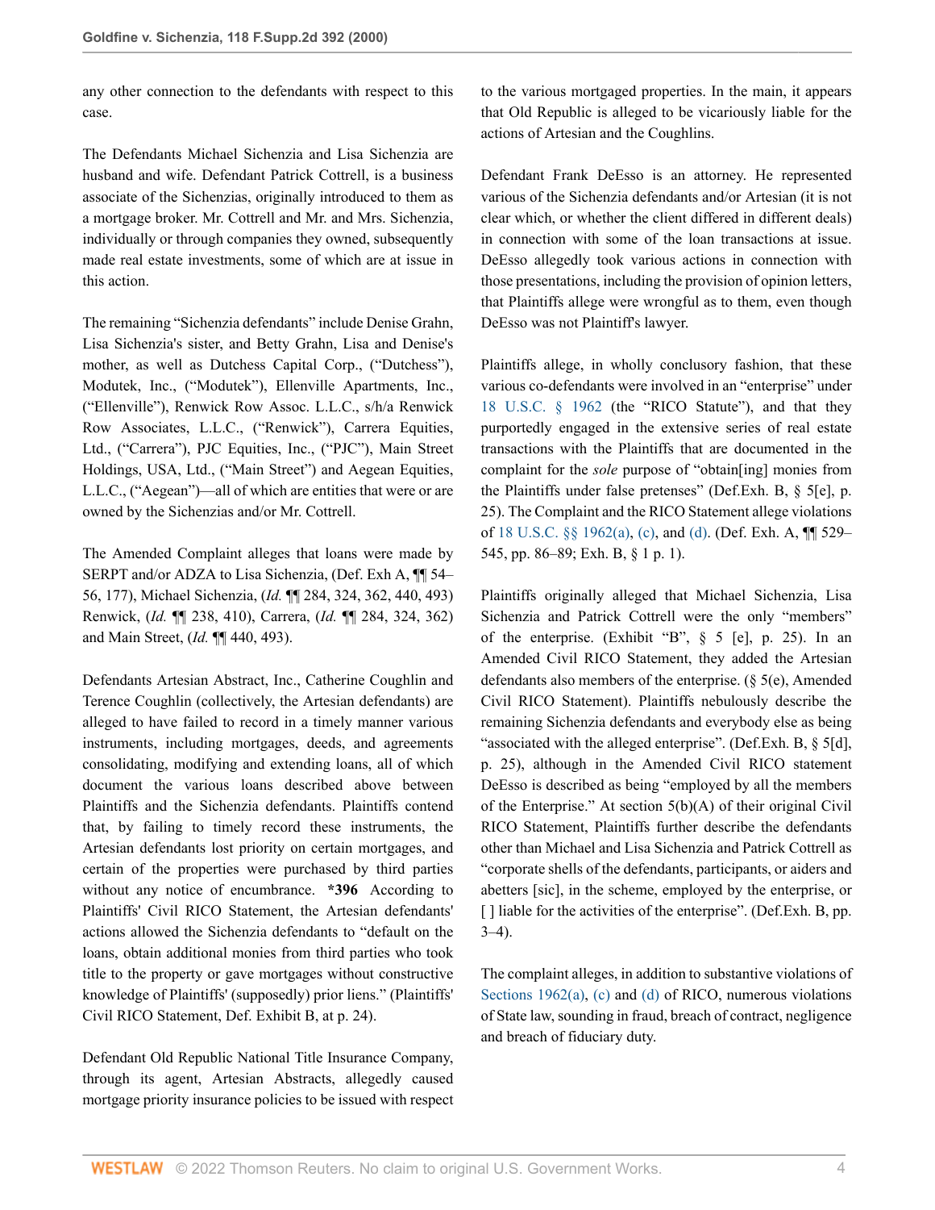any other connection to the defendants with respect to this case.

The Defendants Michael Sichenzia and Lisa Sichenzia are husband and wife. Defendant Patrick Cottrell, is a business associate of the Sichenzias, originally introduced to them as a mortgage broker. Mr. Cottrell and Mr. and Mrs. Sichenzia, individually or through companies they owned, subsequently made real estate investments, some of which are at issue in this action.

The remaining "Sichenzia defendants" include Denise Grahn, Lisa Sichenzia's sister, and Betty Grahn, Lisa and Denise's mother, as well as Dutchess Capital Corp., ("Dutchess"), Modutek, Inc., ("Modutek"), Ellenville Apartments, Inc., ("Ellenville"), Renwick Row Assoc. L.L.C., s/h/a Renwick Row Associates, L.L.C., ("Renwick"), Carrera Equities, Ltd., ("Carrera"), PJC Equities, Inc., ("PJC"), Main Street Holdings, USA, Ltd., ("Main Street") and Aegean Equities, L.L.C., ("Aegean")—all of which are entities that were or are owned by the Sichenzias and/or Mr. Cottrell.

The Amended Complaint alleges that loans were made by SERPT and/or ADZA to Lisa Sichenzia, (Def. Exh A, ¶¶ 54–56, 177), Michael Sichenzia, (*Id.* ¶¶ 284, 324, 362, 440, 493) Renwick, (*Id.* ¶¶ 238, 410), Carrera, (*Id.* ¶¶ 284, 324, 362) and Main Street, (*Id.* ¶¶ 440, 493).

Defendants Artesian Abstract, Inc., Catherine Coughlin and Terence Coughlin (collectively, the Artesian defendants) are alleged to have failed to record in a timely manner various instruments, including mortgages, deeds, and agreements consolidating, modifying and extending loans, all of which document the various loans described above between Plaintiffs and the Sichenzia defendants. Plaintiffs contend that, by failing to timely record these instruments, the Artesian defendants lost priority on certain mortgages, and certain of the properties were purchased by third parties without any notice of encumbrance. **\*396** According to Plaintiffs' Civil RICO Statement, the Artesian defendants' actions allowed the Sichenzia defendants to "default on the loans, obtain additional monies from third parties who took title to the property or gave mortgages without constructive knowledge of Plaintiffs' (supposedly) prior liens." (Plaintiffs' Civil RICO Statement, Def. Exhibit B, at p. 24).

Defendant Old Republic National Title Insurance Company, through its agent, Artesian Abstracts, allegedly caused mortgage priority insurance policies to be issued with respect to the various mortgaged properties. In the main, it appears that Old Republic is alleged to be vicariously liable for the actions of Artesian and the Coughlins.

Defendant Frank DeEsso is an attorney. He represented various of the Sichenzia defendants and/or Artesian (it is not clear which, or whether the client differed in different deals) in connection with some of the loan transactions at issue. DeEsso allegedly took various actions in connection with those presentations, including the provision of opinion letters, that Plaintiffs allege were wrongful as to them, even though DeEsso was not Plaintiff's lawyer.

Plaintiffs allege, in wholly conclusory fashion, that these various co-defendants were involved in an "enterprise" under 18 U.S.C. § 1962 (the "RICO Statute"), and that they purportedly engaged in the extensive series of real estate transactions with the Plaintiffs that are documented in the complaint for the *sole* purpose of "obtain[ing] monies from the Plaintiffs under false pretenses" (Def.Exh. B, § 5[e], p. 25). The Complaint and the RICO Statement allege violations of 18 U.S.C. §§ 1962(a), (c), and (d). (Def. Exh. A, ¶¶ 529–545, pp. 86–89; Exh. B, § 1 p. 1).

Plaintiffs originally alleged that Michael Sichenzia, Lisa Sichenzia and Patrick Cottrell were the only "members" of the enterprise. (Exhibit "B", § 5 [e], p. 25). In an Amended Civil RICO Statement, they added the Artesian defendants also members of the enterprise. (§ 5(e), Amended Civil RICO Statement). Plaintiffs nebulously describe the remaining Sichenzia defendants and everybody else as being "associated with the alleged enterprise". (Def.Exh. B, § 5[d], p. 25), although in the Amended Civil RICO statement DeEsso is described as being "employed by all the members of the Enterprise." At section 5(b)(A) of their original Civil RICO Statement, Plaintiffs further describe the defendants other than Michael and Lisa Sichenzia and Patrick Cottrell as "corporate shells of the defendants, participants, or aiders and abetters [sic], in the scheme, employed by the enterprise, or [ ] liable for the activities of the enterprise". (Def.Exh. B, pp. 3–4).

The complaint alleges, in addition to substantive violations of Sections 1962(a), (c) and (d) of RICO, numerous violations of State law, sounding in fraud, breach of contract, negligence and breach of fiduciary duty.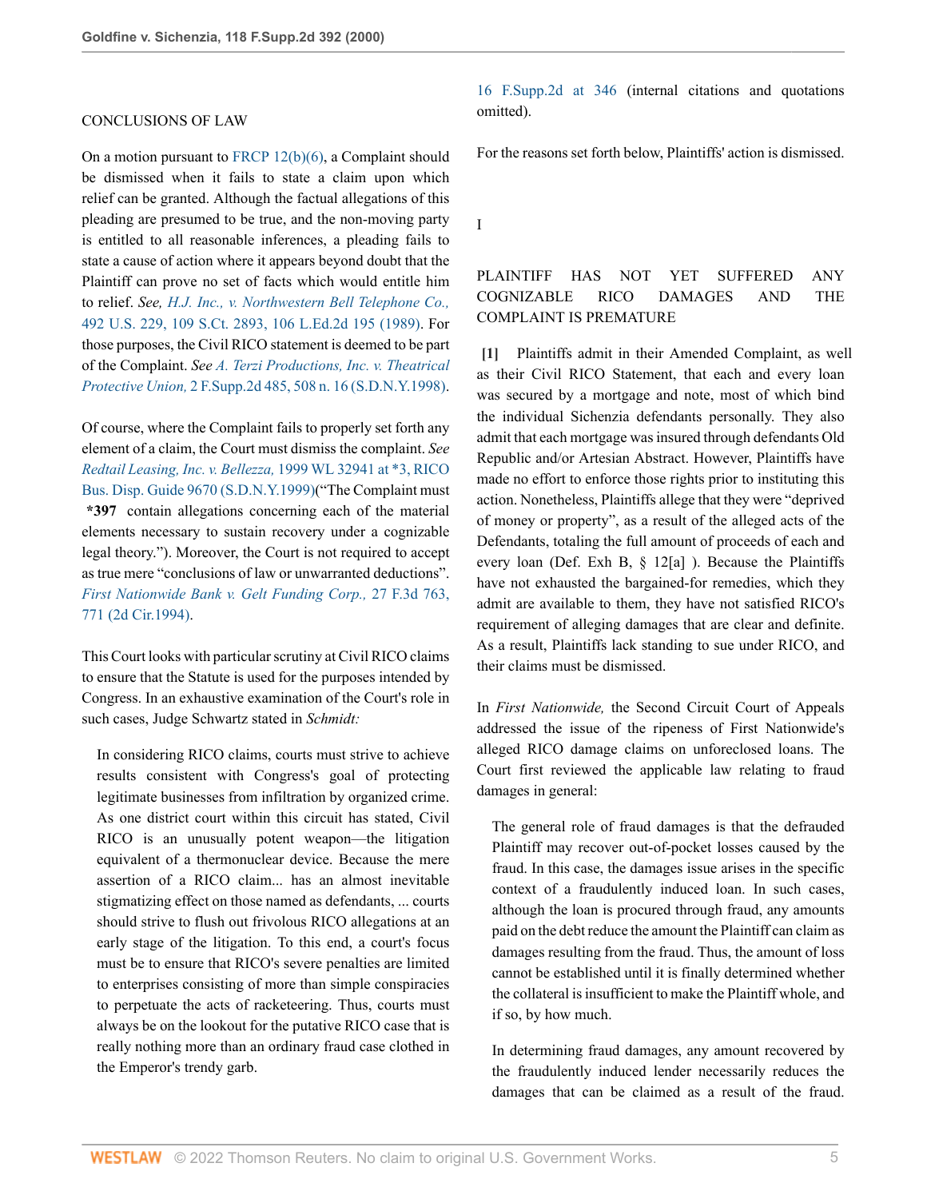CONCLUSIONS OF LAW

On a motion pursuant to FRCP 12(b)(6), a Complaint should be dismissed when it fails to state a claim upon which relief can be granted. Although the factual allegations of this pleading are presumed to be true, and the non-moving party is entitled to all reasonable inferences, a pleading fails to state a cause of action where it appears beyond doubt that the Plaintiff can prove no set of facts which would entitle him to relief. *See, H.J. Inc., v. Northwestern Bell Telephone Co.,* 492 U.S. 229, 109 S.Ct. 2893, 106 L.Ed.2d 195 (1989). For those purposes, the Civil RICO statement is deemed to be part of the Complaint. *See A. Terzi Productions, Inc. v. Theatrical Protective Union,* 2 F.Supp.2d 485, 508 n. 16 (S.D.N.Y.1998).

Of course, where the Complaint fails to properly set forth any element of a claim, the Court must dismiss the complaint. *See Redtail Leasing, Inc. v. Bellezza,* 1999 WL 32941 at *3, RICO Bus. Disp. Guide 9670 (S.D.N.Y.1999)("The Complaint must **\*397** contain allegations concerning each of the material elements necessary to sustain recovery under a cognizable legal theory."). Moreover, the Court is not required to accept as true mere "conclusions of law or unwarranted deductions". *First Nationwide Bank v. Gelt Funding Corp.,* 27 F.3d 763, 771 (2d Cir.1994).

This Court looks with particular scrutiny at Civil RICO claims to ensure that the Statute is used for the purposes intended by Congress. In an exhaustive examination of the Court's role in such cases, Judge Schwartz stated in *Schmidt:*

> In considering RICO claims, courts must strive to achieve results consistent with Congress's goal of protecting legitimate businesses from infiltration by organized crime. As one district court within this circuit has stated, Civil RICO is an unusually potent weapon—the litigation equivalent of a thermonuclear device. Because the mere assertion of a RICO claim... has an almost inevitable stigmatizing effect on those named as defendants, ... courts should strive to flush out frivolous RICO allegations at an early stage of the litigation. To this end, a court's focus must be to ensure that RICO's severe penalties are limited to enterprises consisting of more than simple conspiracies to perpetuate the acts of racketeering. Thus, courts must always be on the lookout for the putative RICO case that is really nothing more than an ordinary fraud case clothed in the Emperor's trendy garb.

16 F.Supp.2d at 346 (internal citations and quotations omitted).

For the reasons set forth below, Plaintiffs' action is dismissed.

## I

## PLAINTIFF HAS NOT YET SUFFERED ANY COGNIZABLE RICO DAMAGES AND THE COMPLAINT IS PREMATURE

**[1]** Plaintiffs admit in their Amended Complaint, as well as their Civil RICO Statement, that each and every loan was secured by a mortgage and note, most of which bind the individual Sichenzia defendants personally. They also admit that each mortgage was insured through defendants Old Republic and/or Artesian Abstract. However, Plaintiffs have made no effort to enforce those rights prior to instituting this action. Nonetheless, Plaintiffs allege that they were "deprived of money or property", as a result of the alleged acts of the Defendants, totaling the full amount of proceeds of each and every loan (Def. Exh B, § 12[a] ). Because the Plaintiffs have not exhausted the bargained-for remedies, which they admit are available to them, they have not satisfied RICO's requirement of alleging damages that are clear and definite. As a result, Plaintiffs lack standing to sue under RICO, and their claims must be dismissed.

In *First Nationwide,* the Second Circuit Court of Appeals addressed the issue of the ripeness of First Nationwide's alleged RICO damage claims on unforeclosed loans. The Court first reviewed the applicable law relating to fraud damages in general:

> The general role of fraud damages is that the defrauded Plaintiff may recover out-of-pocket losses caused by the fraud. In this case, the damages issue arises in the specific context of a fraudulently induced loan. In such cases, although the loan is procured through fraud, any amounts paid on the debt reduce the amount the Plaintiff can claim as damages resulting from the fraud. Thus, the amount of loss cannot be established until it is finally determined whether the collateral is insufficient to make the Plaintiff whole, and if so, by how much.
>
> In determining fraud damages, any amount recovered by the fraudulently induced lender necessarily reduces the damages that can be claimed as a result of the fraud.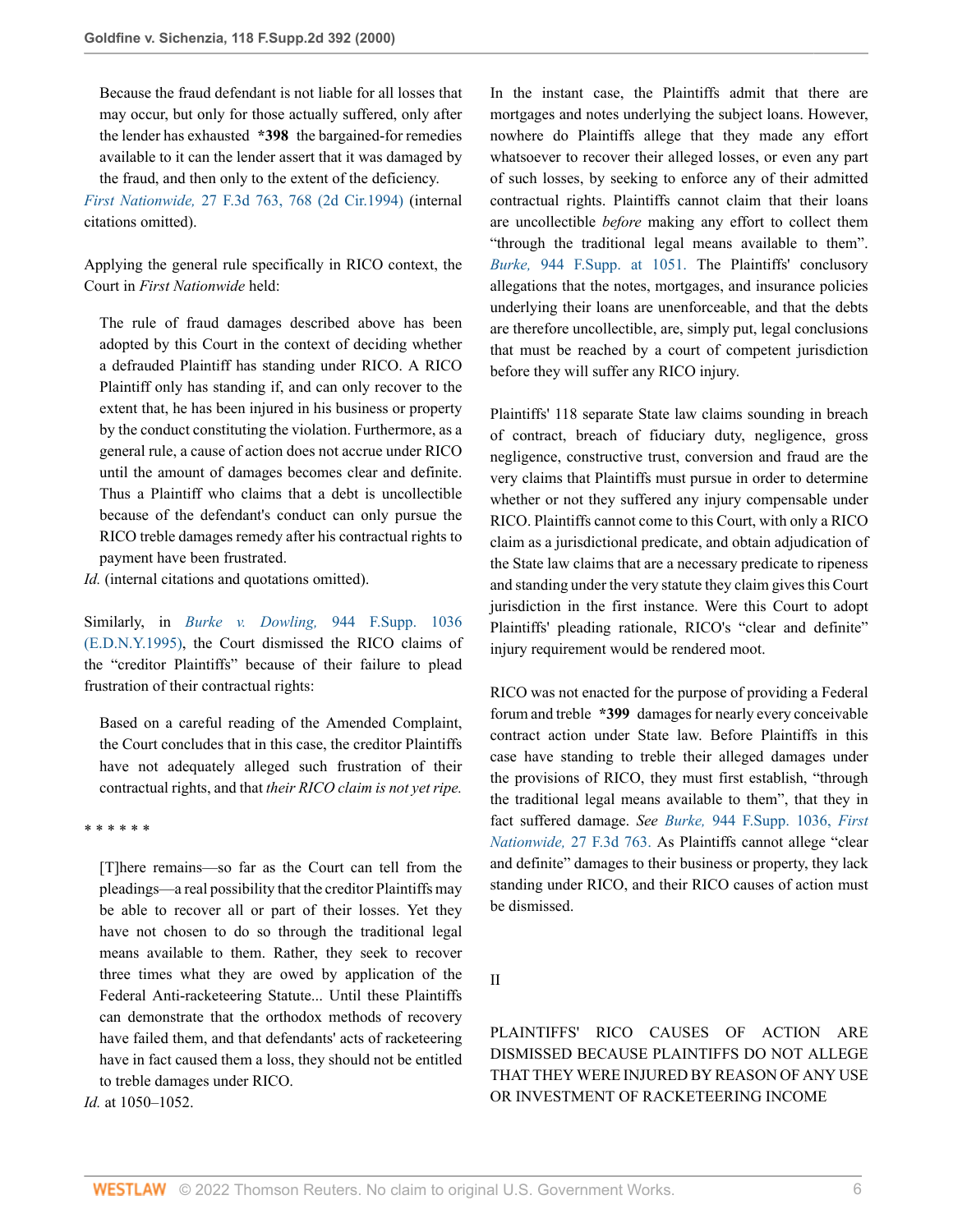> Because the fraud defendant is not liable for all losses that may occur, but only for those actually suffered, only after the lender has exhausted **\*398** the bargained-for remedies available to it can the lender assert that it was damaged by the fraud, and then only to the extent of the deficiency.

*First Nationwide,* 27 F.3d 763, 768 (2d Cir.1994) (internal citations omitted).

Applying the general rule specifically in RICO context, the Court in *First Nationwide* held:

> The rule of fraud damages described above has been adopted by this Court in the context of deciding whether a defrauded Plaintiff has standing under RICO. A RICO Plaintiff only has standing if, and can only recover to the extent that, he has been injured in his business or property by the conduct constituting the violation. Furthermore, as a general rule, a cause of action does not accrue under RICO until the amount of damages becomes clear and definite. Thus a Plaintiff who claims that a debt is uncollectible because of the defendant's conduct can only pursue the RICO treble damages remedy after his contractual rights to payment have been frustrated.

*Id.* (internal citations and quotations omitted).

Similarly, in *Burke v. Dowling,* 944 F.Supp. 1036 (E.D.N.Y.1995), the Court dismissed the RICO claims of the "creditor Plaintiffs" because of their failure to plead frustration of their contractual rights:

> Based on a careful reading of the Amended Complaint, the Court concludes that in this case, the creditor Plaintiffs have not adequately alleged such frustration of their contractual rights, and that *their RICO claim is not yet ripe.*
>
> \* \* \* \* \* \*
>
> [T]here remains—so far as the Court can tell from the pleadings—a real possibility that the creditor Plaintiffs may be able to recover all or part of their losses. Yet they have not chosen to do so through the traditional legal means available to them. Rather, they seek to recover three times what they are owed by application of the Federal Anti-racketeering Statute... Until these Plaintiffs can demonstrate that the orthodox methods of recovery have failed them, and that defendants' acts of racketeering have in fact caused them a loss, they should not be entitled to treble damages under RICO.

*Id.* at 1050–1052.

In the instant case, the Plaintiffs admit that there are mortgages and notes underlying the subject loans. However, nowhere do Plaintiffs allege that they made any effort whatsoever to recover their alleged losses, or even any part of such losses, by seeking to enforce any of their admitted contractual rights. Plaintiffs cannot claim that their loans are uncollectible *before* making any effort to collect them "through the traditional legal means available to them". *Burke,* 944 F.Supp. at 1051. The Plaintiffs' conclusory allegations that the notes, mortgages, and insurance policies underlying their loans are unenforceable, and that the debts are therefore uncollectible, are, simply put, legal conclusions that must be reached by a court of competent jurisdiction before they will suffer any RICO injury.

Plaintiffs' 118 separate State law claims sounding in breach of contract, breach of fiduciary duty, negligence, gross negligence, constructive trust, conversion and fraud are the very claims that Plaintiffs must pursue in order to determine whether or not they suffered any injury compensable under RICO. Plaintiffs cannot come to this Court, with only a RICO claim as a jurisdictional predicate, and obtain adjudication of the State law claims that are a necessary predicate to ripeness and standing under the very statute they claim gives this Court jurisdiction in the first instance. Were this Court to adopt Plaintiffs' pleading rationale, RICO's "clear and definite" injury requirement would be rendered moot.

RICO was not enacted for the purpose of providing a Federal forum and treble **\*399** damages for nearly every conceivable contract action under State law. Before Plaintiffs in this case have standing to treble their alleged damages under the provisions of RICO, they must first establish, "through the traditional legal means available to them", that they in fact suffered damage. *See Burke,* 944 F.Supp. 1036, *First Nationwide,* 27 F.3d 763. As Plaintiffs cannot allege "clear and definite" damages to their business or property, they lack standing under RICO, and their RICO causes of action must be dismissed.

## II

## PLAINTIFFS' RICO CAUSES OF ACTION ARE DISMISSED BECAUSE PLAINTIFFS DO NOT ALLEGE THAT THEY WERE INJURED BY REASON OF ANY USE OR INVESTMENT OF RACKETEERING INCOME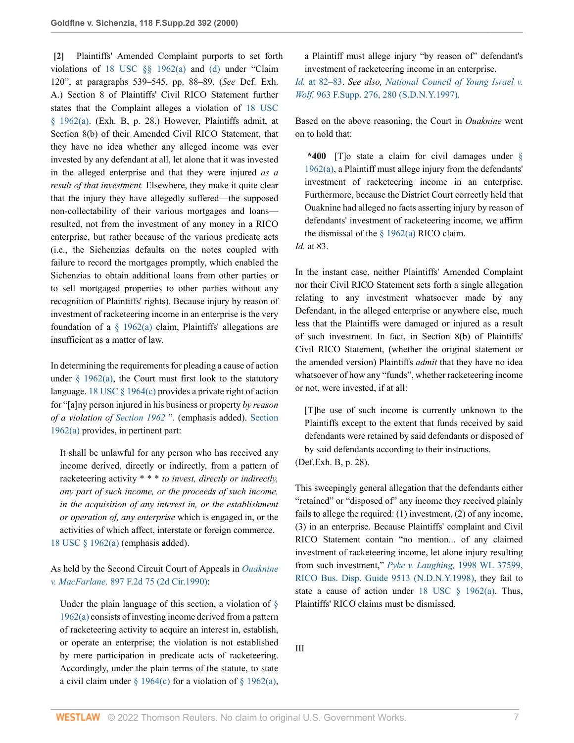**[2]** Plaintiffs' Amended Complaint purports to set forth violations of 18 USC §§ 1962(a) and (d) under "Claim 120", at paragraphs 539–545, pp. 88–89. (*See* Def. Exh. A.) Section 8 of Plaintiffs' Civil RICO Statement further states that the Complaint alleges a violation of 18 USC § 1962(a). (Exh. B, p. 28.) However, Plaintiffs admit, at Section 8(b) of their Amended Civil RICO Statement, that they have no idea whether any alleged income was ever invested by any defendant at all, let alone that it was invested in the alleged enterprise and that they were injured *as a result of that investment.* Elsewhere, they make it quite clear that the injury they have allegedly suffered—the supposed non-collectability of their various mortgages and loans—resulted, not from the investment of any money in a RICO enterprise, but rather because of the various predicate acts (i.e., the Sichenzias defaults on the notes coupled with failure to record the mortgages promptly, which enabled the Sichenzias to obtain additional loans from other parties or to sell mortgaged properties to other parties without any recognition of Plaintiffs' rights). Because injury by reason of investment of racketeering income in an enterprise is the very foundation of a § 1962(a) claim, Plaintiffs' allegations are insufficient as a matter of law.

In determining the requirements for pleading a cause of action under § 1962(a), the Court must first look to the statutory language. 18 USC § 1964(c) provides a private right of action for "[a]ny person injured in his business or property *by reason of a violation of Section 1962* ". (emphasis added). Section 1962(a) provides, in pertinent part:

> It shall be unlawful for any person who has received any income derived, directly or indirectly, from a pattern of racketeering activity * * * *to invest, directly or indirectly, any part of such income, or the proceeds of such income, in the acquisition of any interest in, or the establishment or operation of, any enterprise* which is engaged in, or the activities of which affect, interstate or foreign commerce.

18 USC § 1962(a) (emphasis added).

As held by the Second Circuit Court of Appeals in *Ouaknine v. MacFarlane,* 897 F.2d 75 (2d Cir.1990):

> Under the plain language of this section, a violation of § 1962(a) consists of investing income derived from a pattern of racketeering activity to acquire an interest in, establish, or operate an enterprise; the violation is not established by mere participation in predicate acts of racketeering. Accordingly, under the plain terms of the statute, to state a civil claim under § 1964(c) for a violation of § 1962(a), a Plaintiff must allege injury "by reason of" defendant's investment of racketeering income in an enterprise.

*Id.* at 82–83. *See also, National Council of Young Israel v. Wolf,* 963 F.Supp. 276, 280 (S.D.N.Y.1997).

Based on the above reasoning, the Court in *Ouaknine* went on to hold that:

> ***400** [T]o state a claim for civil damages under § 1962(a), a Plaintiff must allege injury from the defendants' investment of racketeering income in an enterprise. Furthermore, because the District Court correctly held that Ouaknine had alleged no facts asserting injury by reason of defendants' investment of racketeering income, we affirm the dismissal of the § 1962(a) RICO claim.

*Id.* at 83.

In the instant case, neither Plaintiffs' Amended Complaint nor their Civil RICO Statement sets forth a single allegation relating to any investment whatsoever made by any Defendant, in the alleged enterprise or anywhere else, much less that the Plaintiffs were damaged or injured as a result of such investment. In fact, in Section 8(b) of Plaintiffs' Civil RICO Statement, (whether the original statement or the amended version) Plaintiffs *admit* that they have no idea whatsoever of how any "funds", whether racketeering income or not, were invested, if at all:

> [T]he use of such income is currently unknown to the Plaintiffs except to the extent that funds received by said defendants were retained by said defendants or disposed of by said defendants according to their instructions.

(Def.Exh. B, p. 28).

This sweepingly general allegation that the defendants either "retained" or "disposed of" any income they received plainly fails to allege the required: (1) investment, (2) of any income, (3) in an enterprise. Because Plaintiffs' complaint and Civil RICO Statement contain "no mention... of any claimed investment of racketeering income, let alone injury resulting from such investment," *Pyke v. Laughing,* 1998 WL 37599, RICO Bus. Disp. Guide 9513 (N.D.N.Y.1998), they fail to state a cause of action under 18 USC § 1962(a). Thus, Plaintiffs' RICO claims must be dismissed.

## III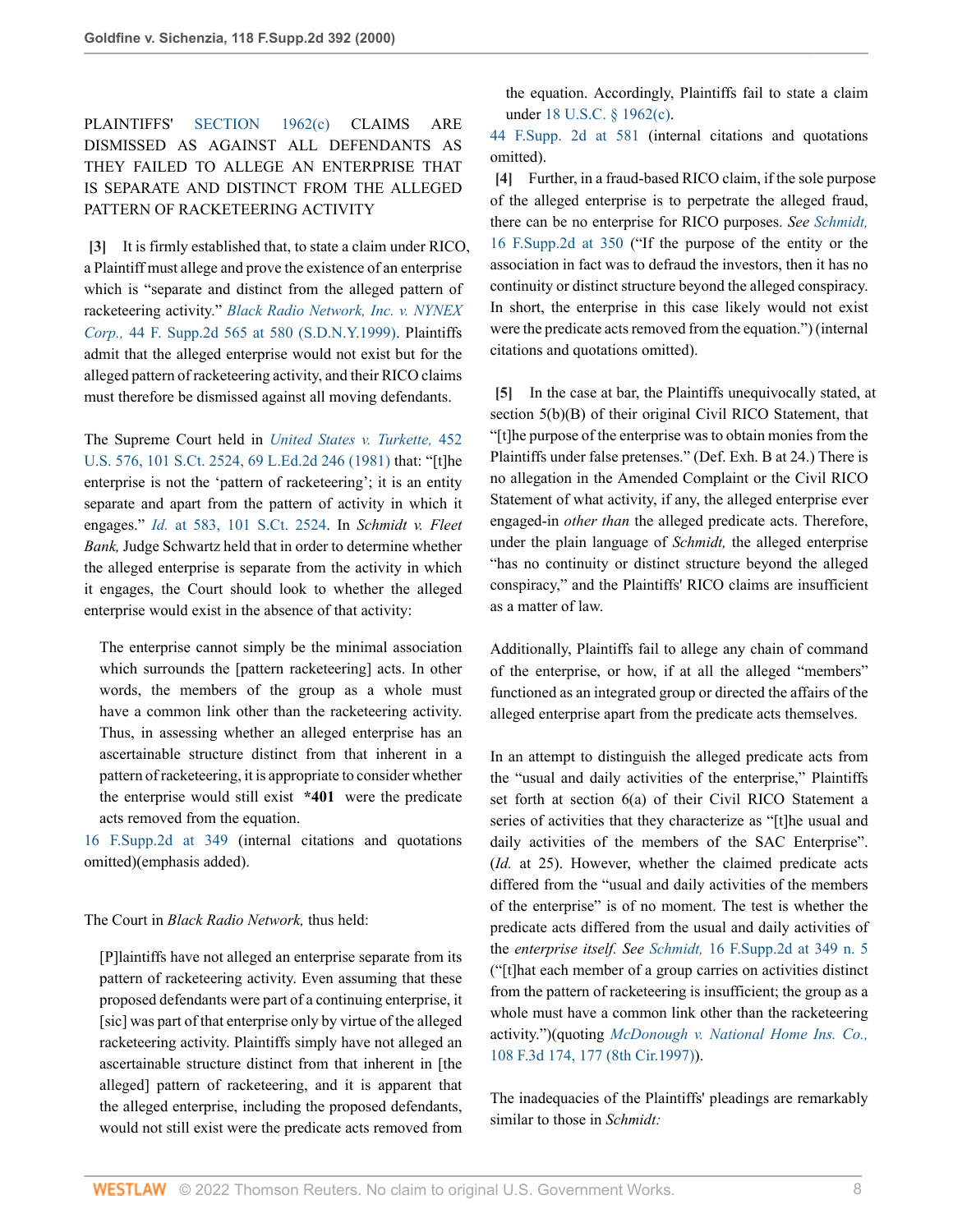PLAINTIFFS' SECTION 1962(c) CLAIMS ARE DISMISSED AS AGAINST ALL DEFENDANTS AS THEY FAILED TO ALLEGE AN ENTERPRISE THAT IS SEPARATE AND DISTINCT FROM THE ALLEGED PATTERN OF RACKETEERING ACTIVITY

**[3]** It is firmly established that, to state a claim under RICO, a Plaintiff must allege and prove the existence of an enterprise which is "separate and distinct from the alleged pattern of racketeering activity." *Black Radio Network, Inc. v. NYNEX Corp.,* 44 F. Supp.2d 565 at 580 (S.D.N.Y.1999). Plaintiffs admit that the alleged enterprise would not exist but for the alleged pattern of racketeering activity, and their RICO claims must therefore be dismissed against all moving defendants.

The Supreme Court held in *United States v. Turkette,* 452 U.S. 576, 101 S.Ct. 2524, 69 L.Ed.2d 246 (1981) that: "[t]he enterprise is not the 'pattern of racketeering'; it is an entity separate and apart from the pattern of activity in which it engages." *Id.* at 583, 101 S.Ct. 2524. In *Schmidt v. Fleet Bank,* Judge Schwartz held that in order to determine whether the alleged enterprise is separate from the activity in which it engages, the Court should look to whether the alleged enterprise would exist in the absence of that activity:

> The enterprise cannot simply be the minimal association which surrounds the [pattern racketeering] acts. In other words, the members of the group as a whole must have a common link other than the racketeering activity. Thus, in assessing whether an alleged enterprise has an ascertainable structure distinct from that inherent in a pattern of racketeering, it is appropriate to consider whether the enterprise would still exist **\*401** were the predicate acts removed from the equation.

16 F.Supp.2d at 349 (internal citations and quotations omitted)(emphasis added).

The Court in *Black Radio Network,* thus held:

> [P]laintiffs have not alleged an enterprise separate from its pattern of racketeering activity. Even assuming that these proposed defendants were part of a continuing enterprise, it [sic] was part of that enterprise only by virtue of the alleged racketeering activity. Plaintiffs simply have not alleged an ascertainable structure distinct from that inherent in [the alleged] pattern of racketeering, and it is apparent that the alleged enterprise, including the proposed defendants, would not still exist were the predicate acts removed from the equation. Accordingly, Plaintiffs fail to state a claim under 18 U.S.C. § 1962(c).

44 F.Supp. 2d at 581 (internal citations and quotations omitted).

**[4]** Further, in a fraud-based RICO claim, if the sole purpose of the alleged enterprise is to perpetrate the alleged fraud, there can be no enterprise for RICO purposes. *See Schmidt,* 16 F.Supp.2d at 350 ("If the purpose of the entity or the association in fact was to defraud the investors, then it has no continuity or distinct structure beyond the alleged conspiracy. In short, the enterprise in this case likely would not exist were the predicate acts removed from the equation.") (internal citations and quotations omitted).

**[5]** In the case at bar, the Plaintiffs unequivocally stated, at section 5(b)(B) of their original Civil RICO Statement, that "[t]he purpose of the enterprise was to obtain monies from the Plaintiffs under false pretenses." (Def. Exh. B at 24.) There is no allegation in the Amended Complaint or the Civil RICO Statement of what activity, if any, the alleged enterprise ever engaged-in *other than* the alleged predicate acts. Therefore, under the plain language of *Schmidt,* the alleged enterprise "has no continuity or distinct structure beyond the alleged conspiracy," and the Plaintiffs' RICO claims are insufficient as a matter of law.

Additionally, Plaintiffs fail to allege any chain of command of the enterprise, or how, if at all the alleged "members" functioned as an integrated group or directed the affairs of the alleged enterprise apart from the predicate acts themselves.

In an attempt to distinguish the alleged predicate acts from the "usual and daily activities of the enterprise," Plaintiffs set forth at section 6(a) of their Civil RICO Statement a series of activities that they characterize as "[t]he usual and daily activities of the members of the SAC Enterprise". (*Id.* at 25). However, whether the claimed predicate acts differed from the "usual and daily activities of the members of the enterprise" is of no moment. The test is whether the predicate acts differed from the usual and daily activities of the *enterprise itself. See* *Schmidt,* 16 F.Supp.2d at 349 n. 5 ("[t]hat each member of a group carries on activities distinct from the pattern of racketeering is insufficient; the group as a whole must have a common link other than the racketeering activity.")(quoting *McDonough v. National Home Ins. Co.,* 108 F.3d 174, 177 (8th Cir.1997)).

The inadequacies of the Plaintiffs' pleadings are remarkably similar to those in *Schmidt:*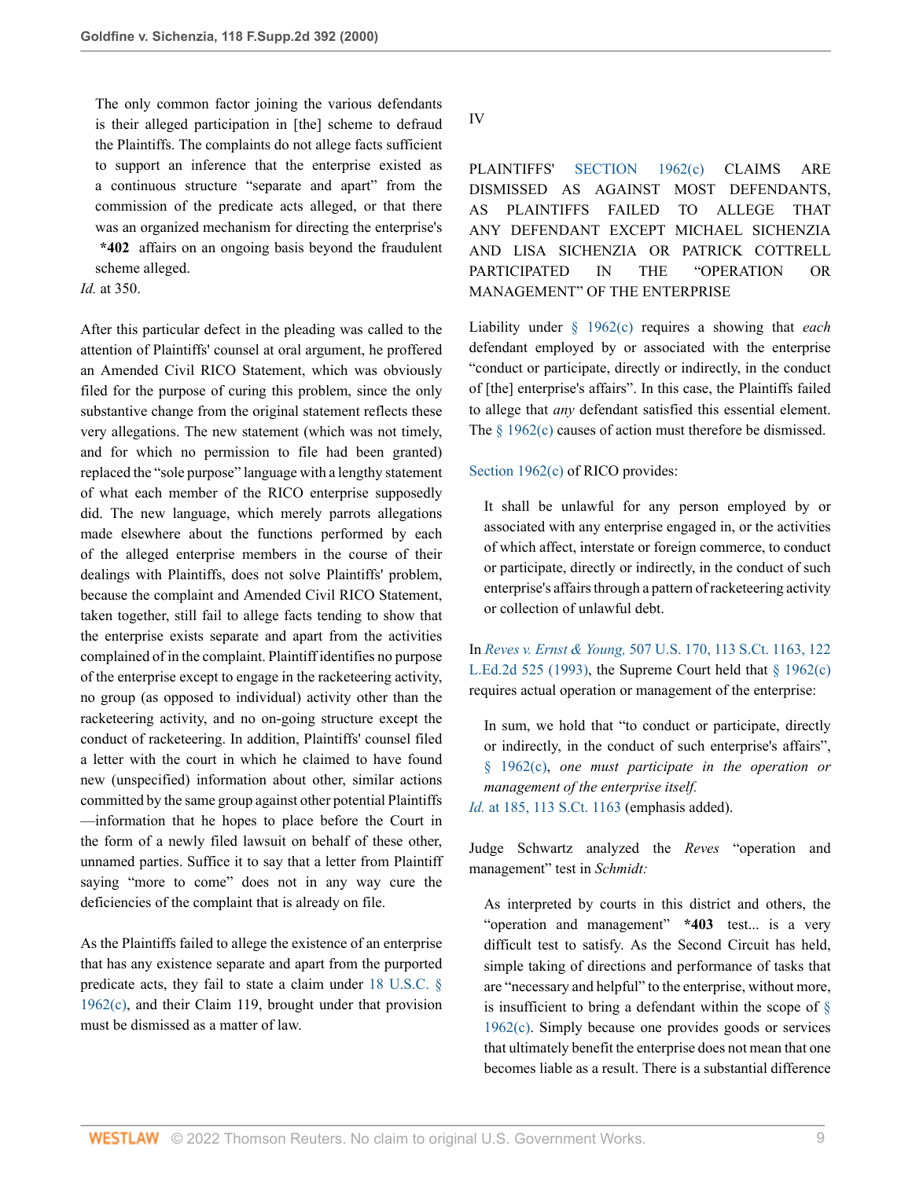The only common factor joining the various defendants is their alleged participation in [the] scheme to defraud the Plaintiffs. The complaints do not allege facts sufficient to support an inference that the enterprise existed as a continuous structure "separate and apart" from the commission of the predicate acts alleged, or that there was an organized mechanism for directing the enterprise's **\*402** affairs on an ongoing basis beyond the fraudulent scheme alleged.

*Id.* at 350.

After this particular defect in the pleading was called to the attention of Plaintiffs' counsel at oral argument, he proffered an Amended Civil RICO Statement, which was obviously filed for the purpose of curing this problem, since the only substantive change from the original statement reflects these very allegations. The new statement (which was not timely, and for which no permission to file had been granted) replaced the "sole purpose" language with a lengthy statement of what each member of the RICO enterprise supposedly did. The new language, which merely parrots allegations made elsewhere about the functions performed by each of the alleged enterprise members in the course of their dealings with Plaintiffs, does not solve Plaintiffs' problem, because the complaint and Amended Civil RICO Statement, taken together, still fail to allege facts tending to show that the enterprise exists separate and apart from the activities complained of in the complaint. Plaintiff identifies no purpose of the enterprise except to engage in the racketeering activity, no group (as opposed to individual) activity other than the racketeering activity, and no on-going structure except the conduct of racketeering. In addition, Plaintiffs' counsel filed a letter with the court in which he claimed to have found new (unspecified) information about other, similar actions committed by the same group against other potential Plaintiffs—information that he hopes to place before the Court in the form of a newly filed lawsuit on behalf of these other, unnamed parties. Suffice it to say that a letter from Plaintiff saying "more to come" does not in any way cure the deficiencies of the complaint that is already on file.

As the Plaintiffs failed to allege the existence of an enterprise that has any existence separate and apart from the purported predicate acts, they fail to state a claim under 18 U.S.C. § 1962(c), and their Claim 119, brought under that provision must be dismissed as a matter of law.

## IV

## PLAINTIFFS' SECTION 1962(c) CLAIMS ARE DISMISSED AS AGAINST MOST DEFENDANTS, AS PLAINTIFFS FAILED TO ALLEGE THAT ANY DEFENDANT EXCEPT MICHAEL SICHENZIA AND LISA SICHENZIA OR PATRICK COTTRELL PARTICIPATED IN THE "OPERATION OR MANAGEMENT" OF THE ENTERPRISE

Liability under § 1962(c) requires a showing that *each* defendant employed by or associated with the enterprise "conduct or participate, directly or indirectly, in the conduct of [the] enterprise's affairs". In this case, the Plaintiffs failed to allege that *any* defendant satisfied this essential element. The § 1962(c) causes of action must therefore be dismissed.

Section 1962(c) of RICO provides:

> It shall be unlawful for any person employed by or associated with any enterprise engaged in, or the activities of which affect, interstate or foreign commerce, to conduct or participate, directly or indirectly, in the conduct of such enterprise's affairs through a pattern of racketeering activity or collection of unlawful debt.

In *Reves v. Ernst & Young,* 507 U.S. 170, 113 S.Ct. 1163, 122 L.Ed.2d 525 (1993), the Supreme Court held that § 1962(c) requires actual operation or management of the enterprise:

> In sum, we hold that "to conduct or participate, directly or indirectly, in the conduct of such enterprise's affairs", § 1962(c), *one must participate in the operation or management of the enterprise itself.*

*Id.* at 185, 113 S.Ct. 1163 (emphasis added).

Judge Schwartz analyzed the *Reves* "operation and management" test in *Schmidt:*

> As interpreted by courts in this district and others, the "operation and management" **\*403** test... is a very difficult test to satisfy. As the Second Circuit has held, simple taking of directions and performance of tasks that are "necessary and helpful" to the enterprise, without more, is insufficient to bring a defendant within the scope of § 1962(c). Simply because one provides goods or services that ultimately benefit the enterprise does not mean that one becomes liable as a result. There is a substantial difference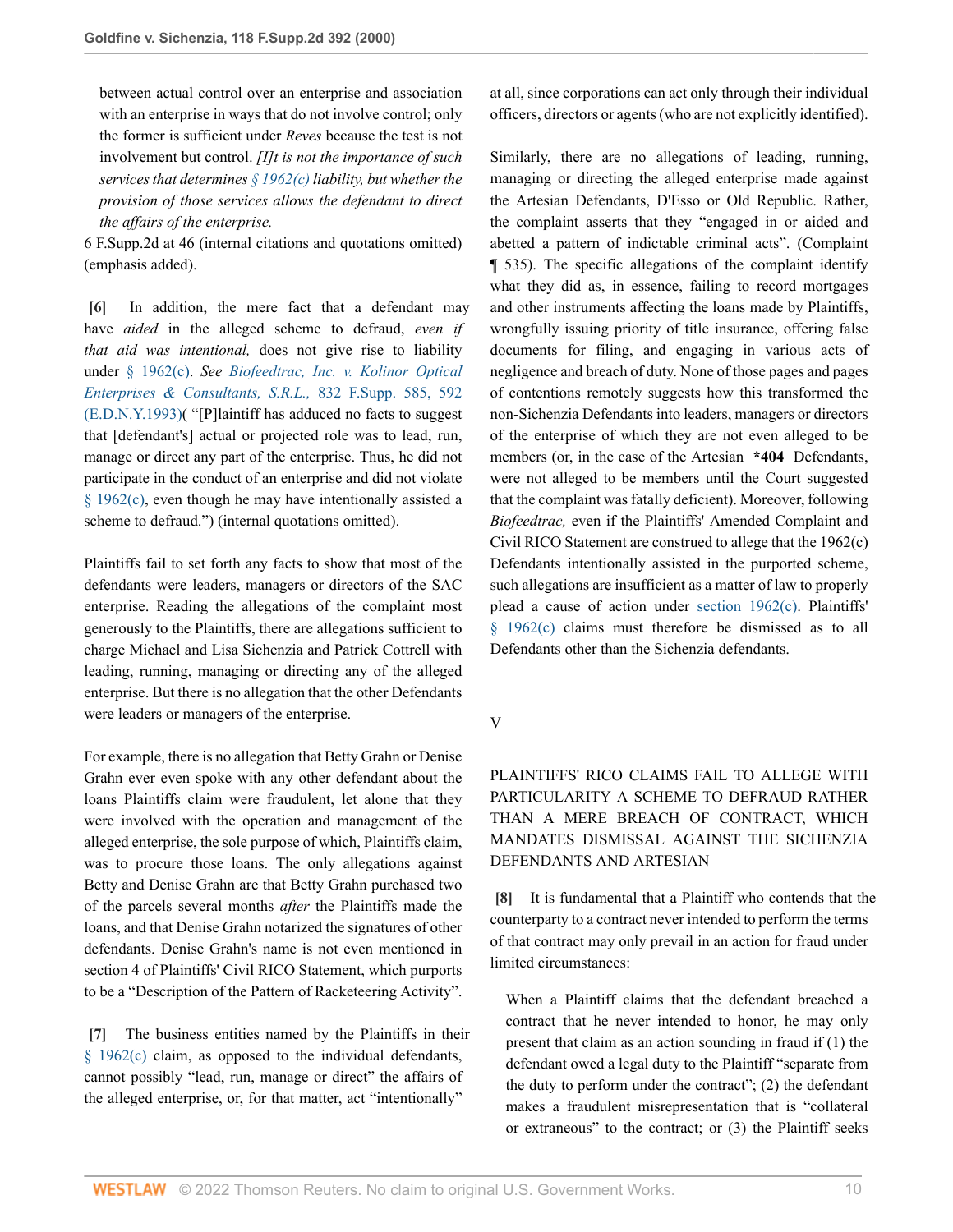> between actual control over an enterprise and association with an enterprise in ways that do not involve control; only the former is sufficient under *Reves* because the test is not involvement but control. *[I]t is not the importance of such services that determines § 1962(c) liability, but whether the provision of those services allows the defendant to direct the affairs of the enterprise.*

6 F.Supp.2d at 46 (internal citations and quotations omitted) (emphasis added).

**[6]** In addition, the mere fact that a defendant may have *aided* in the alleged scheme to defraud, *even if that aid was intentional,* does not give rise to liability under § 1962(c). *See Biofeedtrac, Inc. v. Kolinor Optical Enterprises & Consultants, S.R.L.,* 832 F.Supp. 585, 592 (E.D.N.Y.1993)( "[P]laintiff has adduced no facts to suggest that [defendant's] actual or projected role was to lead, run, manage or direct any part of the enterprise. Thus, he did not participate in the conduct of an enterprise and did not violate § 1962(c), even though he may have intentionally assisted a scheme to defraud.") (internal quotations omitted).

Plaintiffs fail to set forth any facts to show that most of the defendants were leaders, managers or directors of the SAC enterprise. Reading the allegations of the complaint most generously to the Plaintiffs, there are allegations sufficient to charge Michael and Lisa Sichenzia and Patrick Cottrell with leading, running, managing or directing any of the alleged enterprise. But there is no allegation that the other Defendants were leaders or managers of the enterprise.

For example, there is no allegation that Betty Grahn or Denise Grahn ever even spoke with any other defendant about the loans Plaintiffs claim were fraudulent, let alone that they were involved with the operation and management of the alleged enterprise, the sole purpose of which, Plaintiffs claim, was to procure those loans. The only allegations against Betty and Denise Grahn are that Betty Grahn purchased two of the parcels several months *after* the Plaintiffs made the loans, and that Denise Grahn notarized the signatures of other defendants. Denise Grahn's name is not even mentioned in section 4 of Plaintiffs' Civil RICO Statement, which purports to be a "Description of the Pattern of Racketeering Activity".

**[7]** The business entities named by the Plaintiffs in their § 1962(c) claim, as opposed to the individual defendants, cannot possibly "lead, run, manage or direct" the affairs of the alleged enterprise, or, for that matter, act "intentionally" at all, since corporations can act only through their individual officers, directors or agents (who are not explicitly identified).

Similarly, there are no allegations of leading, running, managing or directing the alleged enterprise made against the Artesian Defendants, D'Esso or Old Republic. Rather, the complaint asserts that they "engaged in or aided and abetted a pattern of indictable criminal acts". (Complaint ¶ 535). The specific allegations of the complaint identify what they did as, in essence, failing to record mortgages and other instruments affecting the loans made by Plaintiffs, wrongfully issuing priority of title insurance, offering false documents for filing, and engaging in various acts of negligence and breach of duty. None of those pages and pages of contentions remotely suggests how this transformed the non-Sichenzia Defendants into leaders, managers or directors of the enterprise of which they are not even alleged to be members (or, in the case of the Artesian **\*404** Defendants, were not alleged to be members until the Court suggested that the complaint was fatally deficient). Moreover, following *Biofeedtrac,* even if the Plaintiffs' Amended Complaint and Civil RICO Statement are construed to allege that the 1962(c) Defendants intentionally assisted in the purported scheme, such allegations are insufficient as a matter of law to properly plead a cause of action under section 1962(c). Plaintiffs' § 1962(c) claims must therefore be dismissed as to all Defendants other than the Sichenzia defendants.

## V

## PLAINTIFFS' RICO CLAIMS FAIL TO ALLEGE WITH PARTICULARITY A SCHEME TO DEFRAUD RATHER THAN A MERE BREACH OF CONTRACT, WHICH MANDATES DISMISSAL AGAINST THE SICHENZIA DEFENDANTS AND ARTESIAN

**[8]** It is fundamental that a Plaintiff who contends that the counterparty to a contract never intended to perform the terms of that contract may only prevail in an action for fraud under limited circumstances:

> When a Plaintiff claims that the defendant breached a contract that he never intended to honor, he may only present that claim as an action sounding in fraud if (1) the defendant owed a legal duty to the Plaintiff "separate from the duty to perform under the contract"; (2) the defendant makes a fraudulent misrepresentation that is "collateral or extraneous" to the contract; or (3) the Plaintiff seeks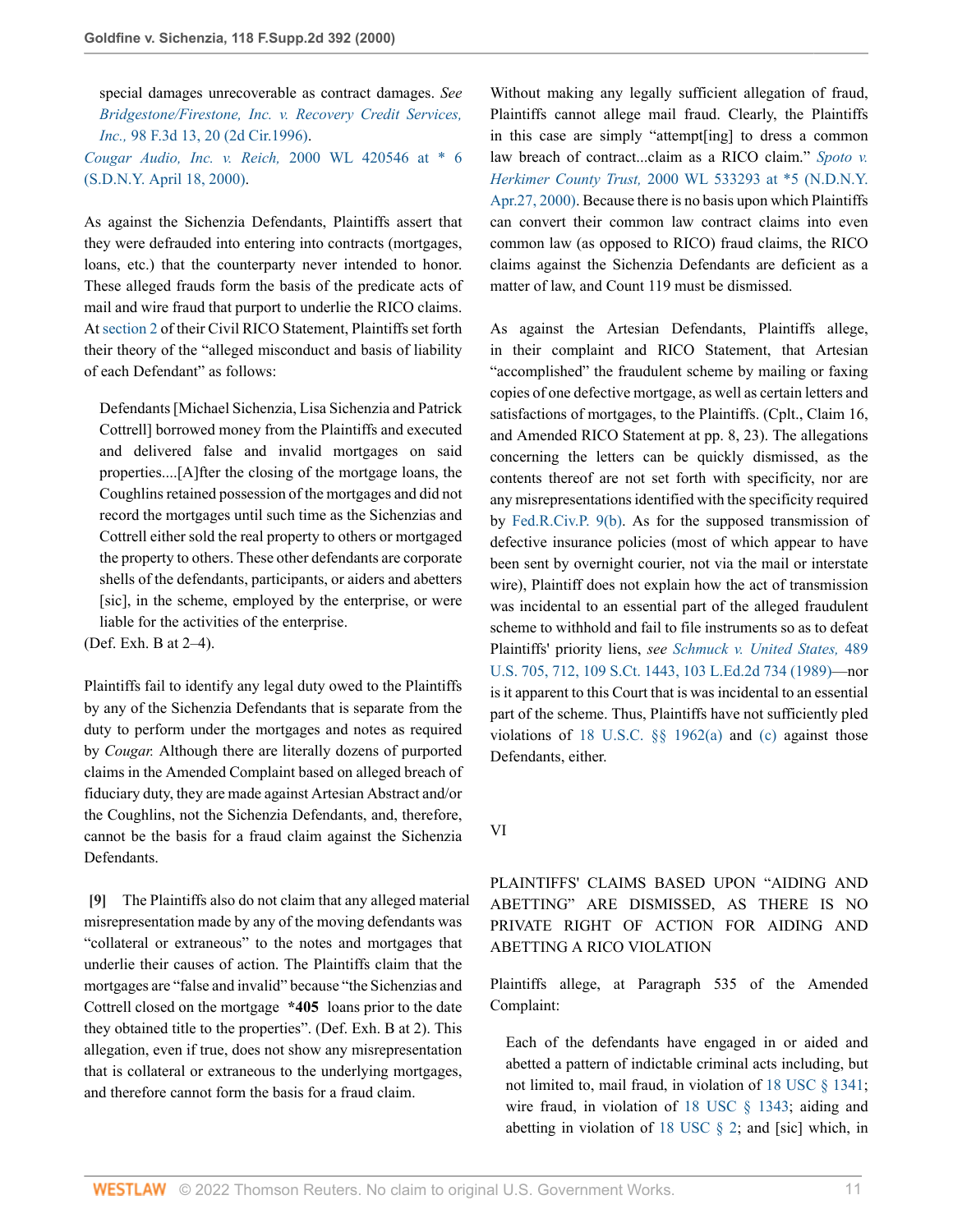special damages unrecoverable as contract damages. *See Bridgestone/Firestone, Inc. v. Recovery Credit Services, Inc.,* 98 F.3d 13, 20 (2d Cir.1996).

*Cougar Audio, Inc. v. Reich,* 2000 WL 420546 at * 6 (S.D.N.Y. April 18, 2000).

As against the Sichenzia Defendants, Plaintiffs assert that they were defrauded into entering into contracts (mortgages, loans, etc.) that the counterparty never intended to honor. These alleged frauds form the basis of the predicate acts of mail and wire fraud that purport to underlie the RICO claims. At section 2 of their Civil RICO Statement, Plaintiffs set forth their theory of the "alleged misconduct and basis of liability of each Defendant" as follows:

> Defendants [Michael Sichenzia, Lisa Sichenzia and Patrick Cottrell] borrowed money from the Plaintiffs and executed and delivered false and invalid mortgages on said properties....[A]fter the closing of the mortgage loans, the Coughlins retained possession of the mortgages and did not record the mortgages until such time as the Sichenzias and Cottrell either sold the real property to others or mortgaged the property to others. These other defendants are corporate shells of the defendants, participants, or aiders and abetters [sic], in the scheme, employed by the enterprise, or were liable for the activities of the enterprise.

(Def. Exh. B at 2–4).

Plaintiffs fail to identify any legal duty owed to the Plaintiffs by any of the Sichenzia Defendants that is separate from the duty to perform under the mortgages and notes as required by *Cougar.* Although there are literally dozens of purported claims in the Amended Complaint based on alleged breach of fiduciary duty, they are made against Artesian Abstract and/or the Coughlins, not the Sichenzia Defendants, and, therefore, cannot be the basis for a fraud claim against the Sichenzia Defendants.

**[9]** The Plaintiffs also do not claim that any alleged material misrepresentation made by any of the moving defendants was "collateral or extraneous" to the notes and mortgages that underlie their causes of action. The Plaintiffs claim that the mortgages are "false and invalid" because "the Sichenzias and Cottrell closed on the mortgage **\*405** loans prior to the date they obtained title to the properties". (Def. Exh. B at 2). This allegation, even if true, does not show any misrepresentation that is collateral or extraneous to the underlying mortgages, and therefore cannot form the basis for a fraud claim.

Without making any legally sufficient allegation of fraud, Plaintiffs cannot allege mail fraud. Clearly, the Plaintiffs in this case are simply "attempt[ing] to dress a common law breach of contract...claim as a RICO claim." *Spoto v. Herkimer County Trust,* 2000 WL 533293 at \*5 (N.D.N.Y. Apr.27, 2000). Because there is no basis upon which Plaintiffs can convert their common law contract claims into even common law (as opposed to RICO) fraud claims, the RICO claims against the Sichenzia Defendants are deficient as a matter of law, and Count 119 must be dismissed.

As against the Artesian Defendants, Plaintiffs allege, in their complaint and RICO Statement, that Artesian "accomplished" the fraudulent scheme by mailing or faxing copies of one defective mortgage, as well as certain letters and satisfactions of mortgages, to the Plaintiffs. (Cplt., Claim 16, and Amended RICO Statement at pp. 8, 23). The allegations concerning the letters can be quickly dismissed, as the contents thereof are not set forth with specificity, nor are any misrepresentations identified with the specificity required by Fed.R.Civ.P. 9(b). As for the supposed transmission of defective insurance policies (most of which appear to have been sent by overnight courier, not via the mail or interstate wire), Plaintiff does not explain how the act of transmission was incidental to an essential part of the alleged fraudulent scheme to withhold and fail to file instruments so as to defeat Plaintiffs' priority liens, *see Schmuck v. United States,* 489 U.S. 705, 712, 109 S.Ct. 1443, 103 L.Ed.2d 734 (1989)—nor is it apparent to this Court that is was incidental to an essential part of the scheme. Thus, Plaintiffs have not sufficiently pled violations of 18 U.S.C. §§ 1962(a) and (c) against those Defendants, either.

## VI

## PLAINTIFFS' CLAIMS BASED UPON "AIDING AND ABETTING" ARE DISMISSED, AS THERE IS NO PRIVATE RIGHT OF ACTION FOR AIDING AND ABETTING A RICO VIOLATION

Plaintiffs allege, at Paragraph 535 of the Amended Complaint:

> Each of the defendants have engaged in or aided and abetted a pattern of indictable criminal acts including, but not limited to, mail fraud, in violation of 18 USC § 1341; wire fraud, in violation of 18 USC § 1343; aiding and abetting in violation of 18 USC § 2; and [sic] which, in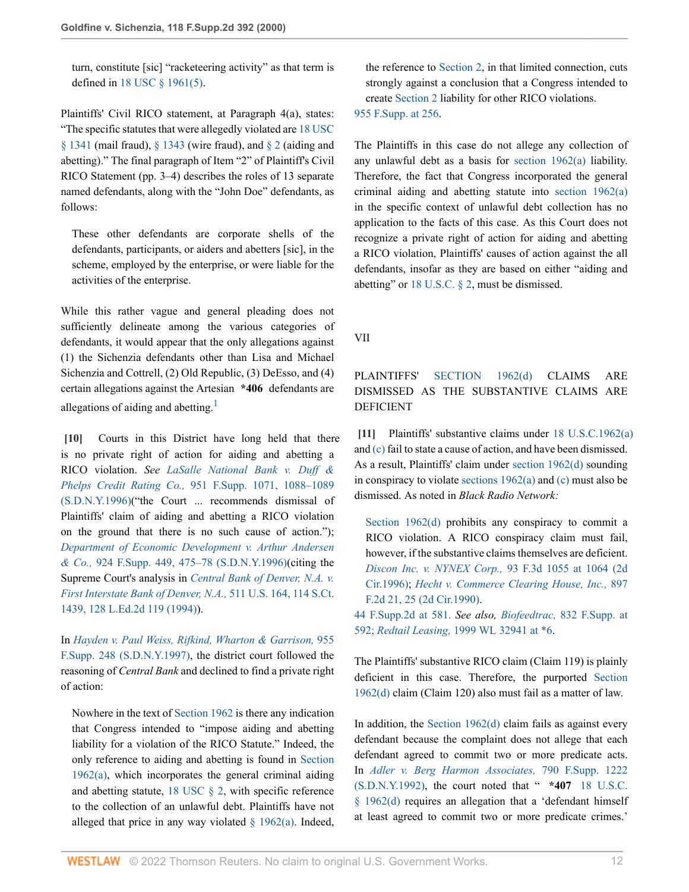turn, constitute [sic] "racketeering activity" as that term is defined in 18 USC § 1961(5).

Plaintiffs' Civil RICO statement, at Paragraph 4(a), states: "The specific statutes that were allegedly violated are 18 USC § 1341 (mail fraud), § 1343 (wire fraud), and § 2 (aiding and abetting)." The final paragraph of Item "2" of Plaintiff's Civil RICO Statement (pp. 3–4) describes the roles of 13 separate named defendants, along with the "John Doe" defendants, as follows:

> These other defendants are corporate shells of the defendants, participants, or aiders and abetters [sic], in the scheme, employed by the enterprise, or were liable for the activities of the enterprise.

While this rather vague and general pleading does not sufficiently delineate among the various categories of defendants, it would appear that the only allegations against (1) the Sichenzia defendants other than Lisa and Michael Sichenzia and Cottrell, (2) Old Republic, (3) DeEsso, and (4) certain allegations against the Artesian **\*406** defendants are allegations of aiding and abetting.[1]

**[10]** Courts in this District have long held that there is no private right of action for aiding and abetting a RICO violation. *See LaSalle National Bank v. Duff & Phelps Credit Rating Co.,* 951 F.Supp. 1071, 1088–1089 (S.D.N.Y.1996)("the Court ... recommends dismissal of Plaintiffs' claim of aiding and abetting a RICO violation on the ground that there is no such cause of action."); *Department of Economic Development v. Arthur Andersen & Co.,* 924 F.Supp. 449, 475–78 (S.D.N.Y.1996)(citing the Supreme Court's analysis in *Central Bank of Denver, N.A. v. First Interstate Bank of Denver, N.A.,* 511 U.S. 164, 114 S.Ct. 1439, 128 L.Ed.2d 119 (1994)).

In *Hayden v. Paul Weiss, Rifkind, Wharton & Garrison,* 955 F.Supp. 248 (S.D.N.Y.1997), the district court followed the reasoning of *Central Bank* and declined to find a private right of action:

> Nowhere in the text of Section 1962 is there any indication that Congress intended to "impose aiding and abetting liability for a violation of the RICO Statute." Indeed, the only reference to aiding and abetting is found in Section 1962(a), which incorporates the general criminal aiding and abetting statute, 18 USC § 2, with specific reference to the collection of an unlawful debt. Plaintiffs have not alleged that price in any way violated § 1962(a). Indeed, the reference to Section 2, in that limited connection, cuts strongly against a conclusion that a Congress intended to create Section 2 liability for other RICO violations.

955 F.Supp. at 256.

The Plaintiffs in this case do not allege any collection of any unlawful debt as a basis for section 1962(a) liability. Therefore, the fact that Congress incorporated the general criminal aiding and abetting statute into section 1962(a) in the specific context of unlawful debt collection has no application to the facts of this case. As this Court does not recognize a private right of action for aiding and abetting a RICO violation, Plaintiffs' causes of action against the all defendants, insofar as they are based on either "aiding and abetting" or 18 U.S.C. § 2, must be dismissed.

## VII

## PLAINTIFFS' SECTION 1962(d) CLAIMS ARE DISMISSED AS THE SUBSTANTIVE CLAIMS ARE DEFICIENT

**[11]** Plaintiffs' substantive claims under 18 U.S.C.1962(a) and (c) fail to state a cause of action, and have been dismissed. As a result, Plaintiffs' claim under section 1962(d) sounding in conspiracy to violate sections 1962(a) and (c) must also be dismissed. As noted in *Black Radio Network:*

> Section 1962(d) prohibits any conspiracy to commit a RICO violation. A RICO conspiracy claim must fail, however, if the substantive claims themselves are deficient. *Discon Inc. v. NYNEX Corp.,* 93 F.3d 1055 at 1064 (2d Cir.1996); *Hecht v. Commerce Clearing House, Inc.,* 897 F.2d 21, 25 (2d Cir.1990).

44 F.Supp.2d at 581. *See also, Biofeedtrac,* 832 F.Supp. at 592; *Redtail Leasing,* 1999 WL 32941 at \*6.

The Plaintiffs' substantive RICO claim (Claim 119) is plainly deficient in this case. Therefore, the purported Section 1962(d) claim (Claim 120) also must fail as a matter of law.

In addition, the Section 1962(d) claim fails as against every defendant because the complaint does not allege that each defendant agreed to commit two or more predicate acts. In *Adler v. Berg Harmon Associates,* 790 F.Supp. 1222 (S.D.N.Y.1992), the court noted that " **\*407** 18 U.S.C. § 1962(d) requires an allegation that a 'defendant himself at least agreed to commit two or more predicate crimes.'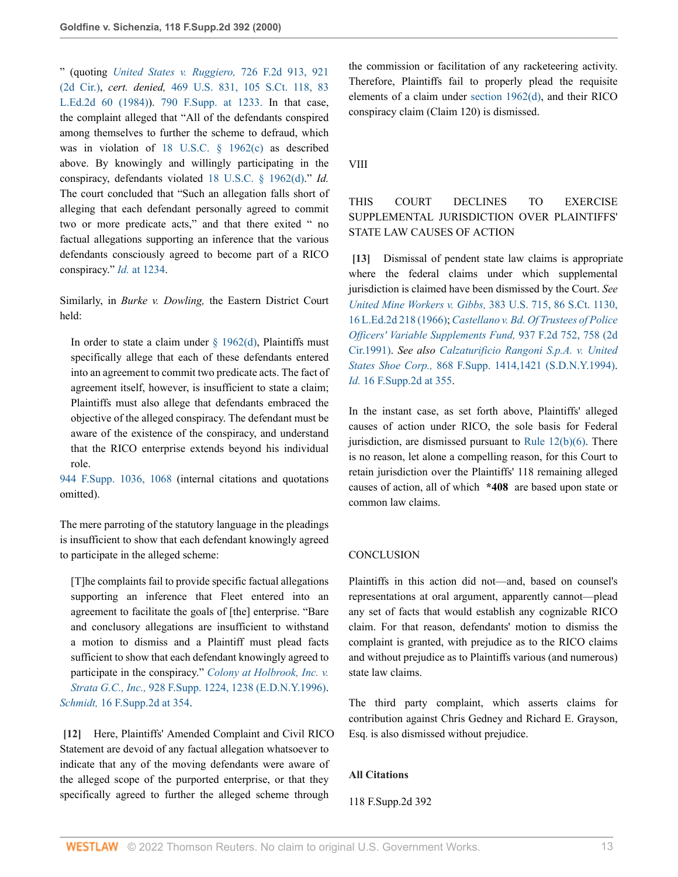" (quoting *United States v. Ruggiero,* 726 F.2d 913, 921 (2d Cir.), *cert. denied,* 469 U.S. 831, 105 S.Ct. 118, 83 L.Ed.2d 60 (1984)). 790 F.Supp. at 1233. In that case, the complaint alleged that "All of the defendants conspired among themselves to further the scheme to defraud, which was in violation of 18 U.S.C. § 1962(c) as described above. By knowingly and willingly participating in the conspiracy, defendants violated 18 U.S.C. § 1962(d)." *Id.* The court concluded that "Such an allegation falls short of alleging that each defendant personally agreed to commit two or more predicate acts," and that there exited " no factual allegations supporting an inference that the various defendants consciously agreed to become part of a RICO conspiracy." *Id.* at 1234.

Similarly, in *Burke v. Dowling,* the Eastern District Court held:

> In order to state a claim under § 1962(d), Plaintiffs must specifically allege that each of these defendants entered into an agreement to commit two predicate acts. The fact of agreement itself, however, is insufficient to state a claim; Plaintiffs must also allege that defendants embraced the objective of the alleged conspiracy. The defendant must be aware of the existence of the conspiracy, and understand that the RICO enterprise extends beyond his individual role.

944 F.Supp. 1036, 1068 (internal citations and quotations omitted).

The mere parroting of the statutory language in the pleadings is insufficient to show that each defendant knowingly agreed to participate in the alleged scheme:

> [T]he complaints fail to provide specific factual allegations supporting an inference that Fleet entered into an agreement to facilitate the goals of [the] enterprise. "Bare and conclusory allegations are insufficient to withstand a motion to dismiss and a Plaintiff must plead facts sufficient to show that each defendant knowingly agreed to participate in the conspiracy." *Colony at Holbrook, Inc. v. Strata G.C., Inc.,* 928 F.Supp. 1224, 1238 (E.D.N.Y.1996).

*Schmidt,* 16 F.Supp.2d at 354.

**[12]** Here, Plaintiffs' Amended Complaint and Civil RICO Statement are devoid of any factual allegation whatsoever to indicate that any of the moving defendants were aware of the alleged scope of the purported enterprise, or that they specifically agreed to further the alleged scheme through the commission or facilitation of any racketeering activity. Therefore, Plaintiffs fail to properly plead the requisite elements of a claim under section 1962(d), and their RICO conspiracy claim (Claim 120) is dismissed.

## VIII

## THIS COURT DECLINES TO EXERCISE SUPPLEMENTAL JURISDICTION OVER PLAINTIFFS' STATE LAW CAUSES OF ACTION

**[13]** Dismissal of pendent state law claims is appropriate where the federal claims under which supplemental jurisdiction is claimed have been dismissed by the Court. *See United Mine Workers v. Gibbs,* 383 U.S. 715, 86 S.Ct. 1130, 16 L.Ed.2d 218 (1966); *Castellano v. Bd. Of Trustees of Police Officers' Variable Supplements Fund,* 937 F.2d 752, 758 (2d Cir.1991). *See also Calzaturificio Rangoni S.p.A. v. United States Shoe Corp.,* 868 F.Supp. 1414,1421 (S.D.N.Y.1994). *Id.* 16 F.Supp.2d at 355.

In the instant case, as set forth above, Plaintiffs' alleged causes of action under RICO, the sole basis for Federal jurisdiction, are dismissed pursuant to Rule 12(b)(6). There is no reason, let alone a compelling reason, for this Court to retain jurisdiction over the Plaintiffs' 118 remaining alleged causes of action, all of which **\*408** are based upon state or common law claims.

## CONCLUSION

Plaintiffs in this action did not—and, based on counsel's representations at oral argument, apparently cannot—plead any set of facts that would establish any cognizable RICO claim. For that reason, defendants' motion to dismiss the complaint is granted, with prejudice as to the RICO claims and without prejudice as to Plaintiffs various (and numerous) state law claims.

The third party complaint, which asserts claims for contribution against Chris Gedney and Richard E. Grayson, Esq. is also dismissed without prejudice.

### All Citations

118 F.Supp.2d 392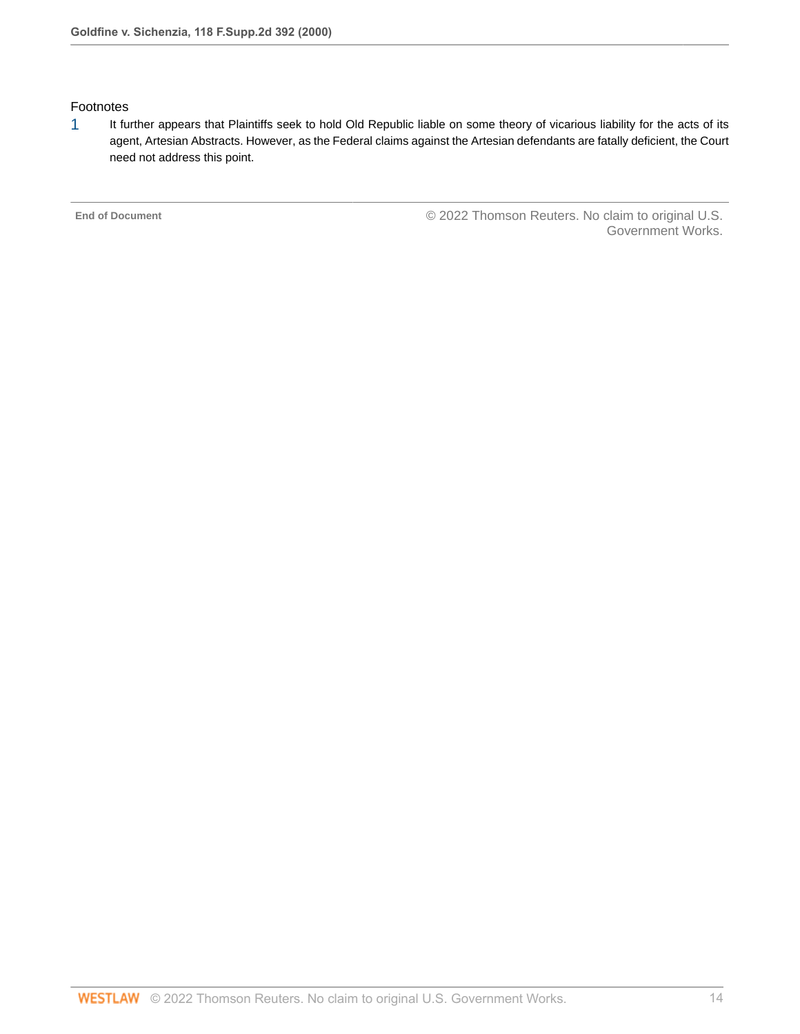Footnotes

1 It further appears that Plaintiffs seek to hold Old Republic liable on some theory of vicarious liability for the acts of its agent, Artesian Abstracts. However, as the Federal claims against the Artesian defendants are fatally deficient, the Court need not address this point.

End of Document © 2022 Thomson Reuters. No claim to original U.S. Government Works.